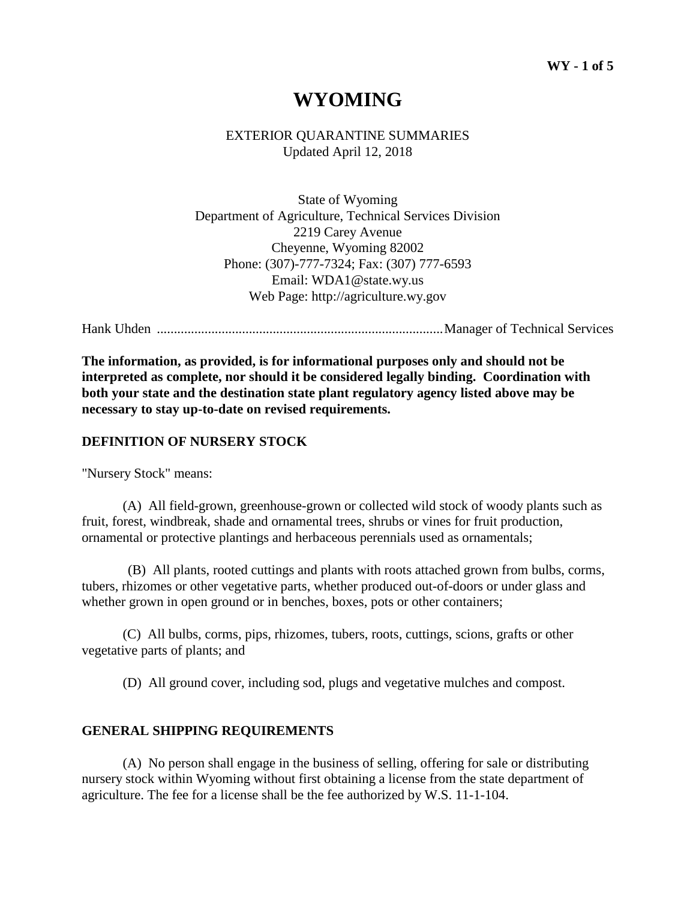# WYOMING

EXTERIOR QUARANTINE SUMMARIES
Updated April 12, 2018

State of Wyoming
Department of Agriculture, Technical Services Division
2219 Carey Avenue
Cheyenne, Wyoming 82002
Phone: (307)-777-7324; Fax: (307) 777-6593
Email: WDA1@state.wy.us
Web Page: http://agriculture.wy.gov

Hank Uhden .................................................................................. Manager of Technical Services

**The information, as provided, is for informational purposes only and should not be interpreted as complete, nor should it be considered legally binding. Coordination with both your state and the destination state plant regulatory agency listed above may be necessary to stay up-to-date on revised requirements.**

## DEFINITION OF NURSERY STOCK

"Nursery Stock" means:

(A) All field-grown, greenhouse-grown or collected wild stock of woody plants such as fruit, forest, windbreak, shade and ornamental trees, shrubs or vines for fruit production, ornamental or protective plantings and herbaceous perennials used as ornamentals;

(B) All plants, rooted cuttings and plants with roots attached grown from bulbs, corms, tubers, rhizomes or other vegetative parts, whether produced out-of-doors or under glass and whether grown in open ground or in benches, boxes, pots or other containers;

(C) All bulbs, corms, pips, rhizomes, tubers, roots, cuttings, scions, grafts or other vegetative parts of plants; and

(D) All ground cover, including sod, plugs and vegetative mulches and compost.

## GENERAL SHIPPING REQUIREMENTS

(A) No person shall engage in the business of selling, offering for sale or distributing nursery stock within Wyoming without first obtaining a license from the state department of agriculture. The fee for a license shall be the fee authorized by W.S. 11-1-104.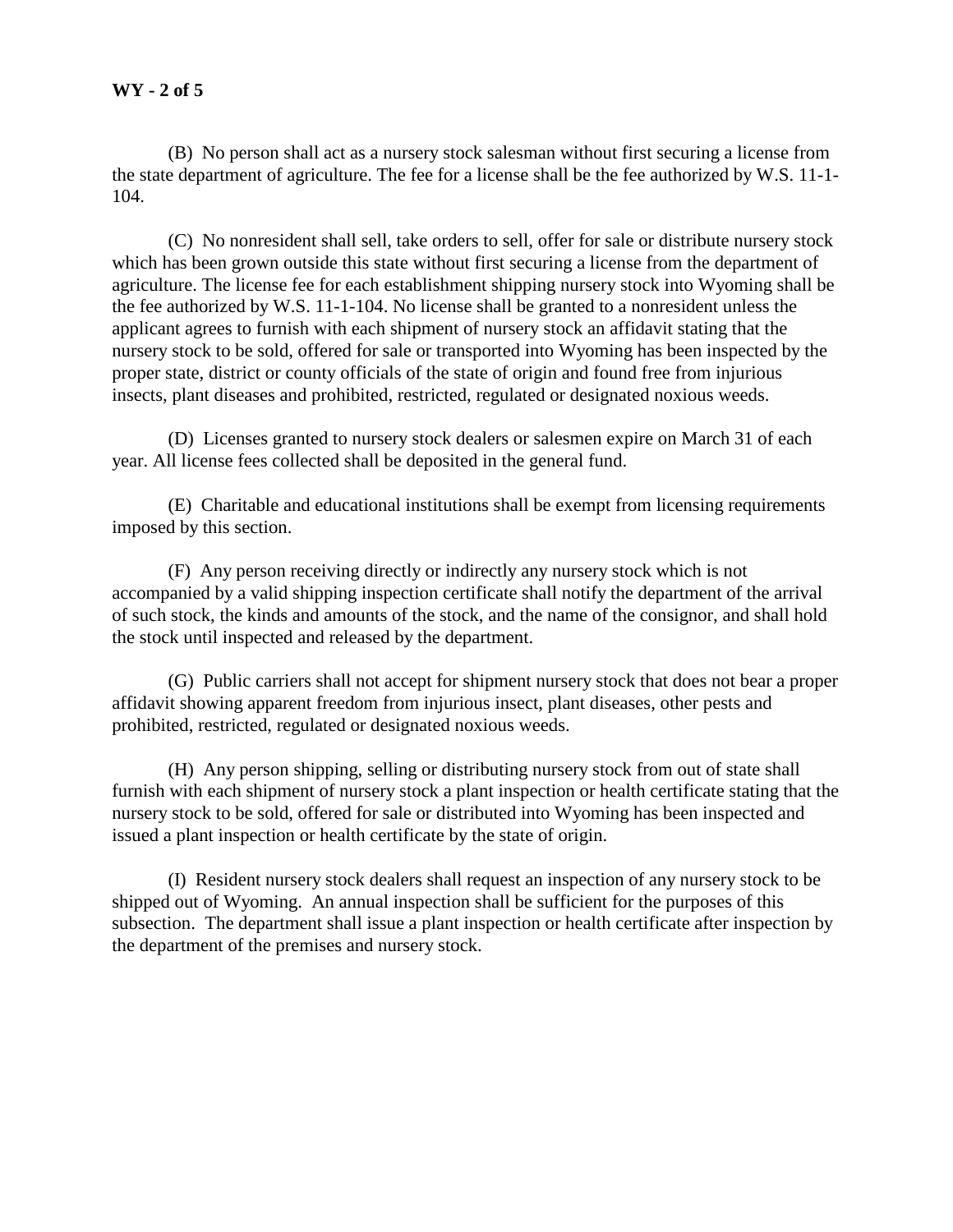(B) No person shall act as a nursery stock salesman without first securing a license from the state department of agriculture. The fee for a license shall be the fee authorized by W.S. 11-1-104.

(C) No nonresident shall sell, take orders to sell, offer for sale or distribute nursery stock which has been grown outside this state without first securing a license from the department of agriculture. The license fee for each establishment shipping nursery stock into Wyoming shall be the fee authorized by W.S. 11-1-104. No license shall be granted to a nonresident unless the applicant agrees to furnish with each shipment of nursery stock an affidavit stating that the nursery stock to be sold, offered for sale or transported into Wyoming has been inspected by the proper state, district or county officials of the state of origin and found free from injurious insects, plant diseases and prohibited, restricted, regulated or designated noxious weeds.

(D) Licenses granted to nursery stock dealers or salesmen expire on March 31 of each year. All license fees collected shall be deposited in the general fund.

(E) Charitable and educational institutions shall be exempt from licensing requirements imposed by this section.

(F) Any person receiving directly or indirectly any nursery stock which is not accompanied by a valid shipping inspection certificate shall notify the department of the arrival of such stock, the kinds and amounts of the stock, and the name of the consignor, and shall hold the stock until inspected and released by the department.

(G) Public carriers shall not accept for shipment nursery stock that does not bear a proper affidavit showing apparent freedom from injurious insect, plant diseases, other pests and prohibited, restricted, regulated or designated noxious weeds.

(H) Any person shipping, selling or distributing nursery stock from out of state shall furnish with each shipment of nursery stock a plant inspection or health certificate stating that the nursery stock to be sold, offered for sale or distributed into Wyoming has been inspected and issued a plant inspection or health certificate by the state of origin.

(I) Resident nursery stock dealers shall request an inspection of any nursery stock to be shipped out of Wyoming. An annual inspection shall be sufficient for the purposes of this subsection. The department shall issue a plant inspection or health certificate after inspection by the department of the premises and nursery stock.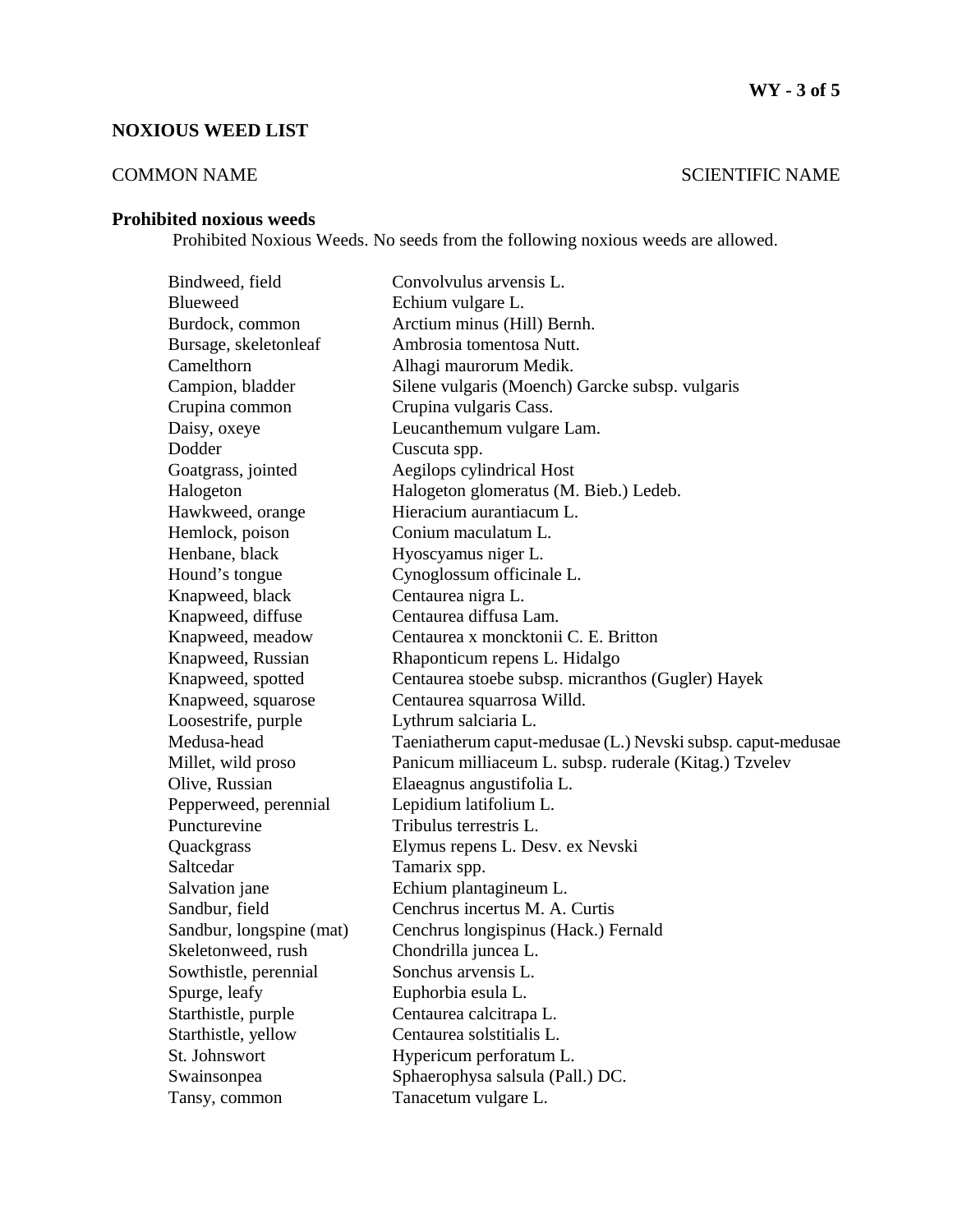## NOXIOUS WEED LIST

| COMMON NAME | SCIENTIFIC NAME |
|---|---|

**Prohibited noxious weeds**

Prohibited Noxious Weeds. No seeds from the following noxious weeds are allowed.

| | |
|---|---|
| Bindweed, field | Convolvulus arvensis L. |
| Blueweed | Echium vulgare L. |
| Burdock, common | Arctium minus (Hill) Bernh. |
| Bursage, skeletonleaf | Ambrosia tomentosa Nutt. |
| Camelthorn | Alhagi maurorum Medik. |
| Campion, bladder | Silene vulgaris (Moench) Garcke subsp. vulgaris |
| Crupina common | Crupina vulgaris Cass. |
| Daisy, oxeye | Leucanthemum vulgare Lam. |
| Dodder | Cuscuta spp. |
| Goatgrass, jointed | Aegilops cylindrical Host |
| Halogeton | Halogeton glomeratus (M. Bieb.) Ledeb. |
| Hawkweed, orange | Hieracium aurantiacum L. |
| Hemlock, poison | Conium maculatum L. |
| Henbane, black | Hyoscyamus niger L. |
| Hound's tongue | Cynoglossum officinale L. |
| Knapweed, black | Centaurea nigra L. |
| Knapweed, diffuse | Centaurea diffusa Lam. |
| Knapweed, meadow | Centaurea x moncktonii C. E. Britton |
| Knapweed, Russian | Rhaponticum repens L. Hidalgo |
| Knapweed, spotted | Centaurea stoebe subsp. micranthos (Gugler) Hayek |
| Knapweed, squarose | Centaurea squarrosa Willd. |
| Loosestrife, purple | Lythrum salciaria L. |
| Medusa-head | Taeniatherum caput-medusae (L.) Nevski subsp. caput-medusae |
| Millet, wild proso | Panicum milliaceum L. subsp. ruderale (Kitag.) Tzvelev |
| Olive, Russian | Elaeagnus angustifolia L. |
| Pepperweed, perennial | Lepidium latifolium L. |
| Puncturevine | Tribulus terrestris L. |
| Quackgrass | Elymus repens L. Desv. ex Nevski |
| Saltcedar | Tamarix spp. |
| Salvation jane | Echium plantagineum L. |
| Sandbur, field | Cenchrus incertus M. A. Curtis |
| Sandbur, longspine (mat) | Cenchrus longispinus (Hack.) Fernald |
| Skeletonweed, rush | Chondrilla juncea L. |
| Sowthistle, perennial | Sonchus arvensis L. |
| Spurge, leafy | Euphorbia esula L. |
| Starthistle, purple | Centaurea calcitrapa L. |
| Starthistle, yellow | Centaurea solstitialis L. |
| St. Johnswort | Hypericum perforatum L. |
| Swainsonpea | Sphaerophysa salsula (Pall.) DC. |
| Tansy, common | Tanacetum vulgare L. |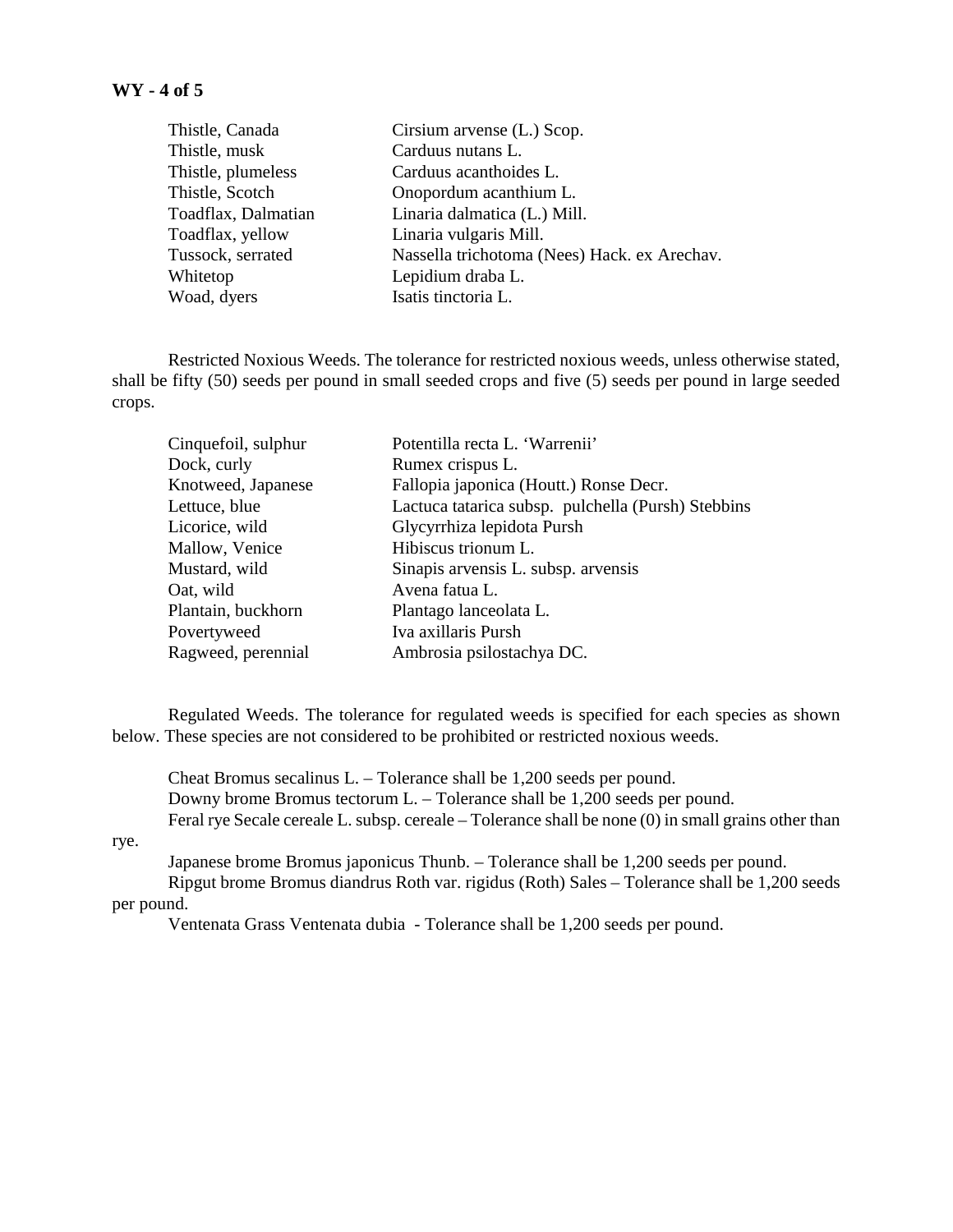| | |
|---|---|
| Thistle, Canada | Cirsium arvense (L.) Scop. |
| Thistle, musk | Carduus nutans L. |
| Thistle, plumeless | Carduus acanthoides L. |
| Thistle, Scotch | Onopordum acanthium L. |
| Toadflax, Dalmatian | Linaria dalmatica (L.) Mill. |
| Toadflax, yellow | Linaria vulgaris Mill. |
| Tussock, serrated | Nassella trichotoma (Nees) Hack. ex Arechav. |
| Whitetop | Lepidium draba L. |
| Woad, dyers | Isatis tinctoria L. |

Restricted Noxious Weeds. The tolerance for restricted noxious weeds, unless otherwise stated, shall be fifty (50) seeds per pound in small seeded crops and five (5) seeds per pound in large seeded crops.

| | |
|---|---|
| Cinquefoil, sulphur | Potentilla recta L. 'Warrenii' |
| Dock, curly | Rumex crispus L. |
| Knotweed, Japanese | Fallopia japonica (Houtt.) Ronse Decr. |
| Lettuce, blue | Lactuca tatarica subsp. pulchella (Pursh) Stebbins |
| Licorice, wild | Glycyrrhiza lepidota Pursh |
| Mallow, Venice | Hibiscus trionum L. |
| Mustard, wild | Sinapis arvensis L. subsp. arvensis |
| Oat, wild | Avena fatua L. |
| Plantain, buckhorn | Plantago lanceolata L. |
| Povertyweed | Iva axillaris Pursh |
| Ragweed, perennial | Ambrosia psilostachya DC. |

Regulated Weeds. The tolerance for regulated weeds is specified for each species as shown below. These species are not considered to be prohibited or restricted noxious weeds.

Cheat Bromus secalinus L. – Tolerance shall be 1,200 seeds per pound.

Downy brome Bromus tectorum L. – Tolerance shall be 1,200 seeds per pound.

Feral rye Secale cereale L. subsp. cereale – Tolerance shall be none (0) in small grains other than rye.

Japanese brome Bromus japonicus Thunb. – Tolerance shall be 1,200 seeds per pound.

Ripgut brome Bromus diandrus Roth var. rigidus (Roth) Sales – Tolerance shall be 1,200 seeds per pound.

Ventenata Grass Ventenata dubia - Tolerance shall be 1,200 seeds per pound.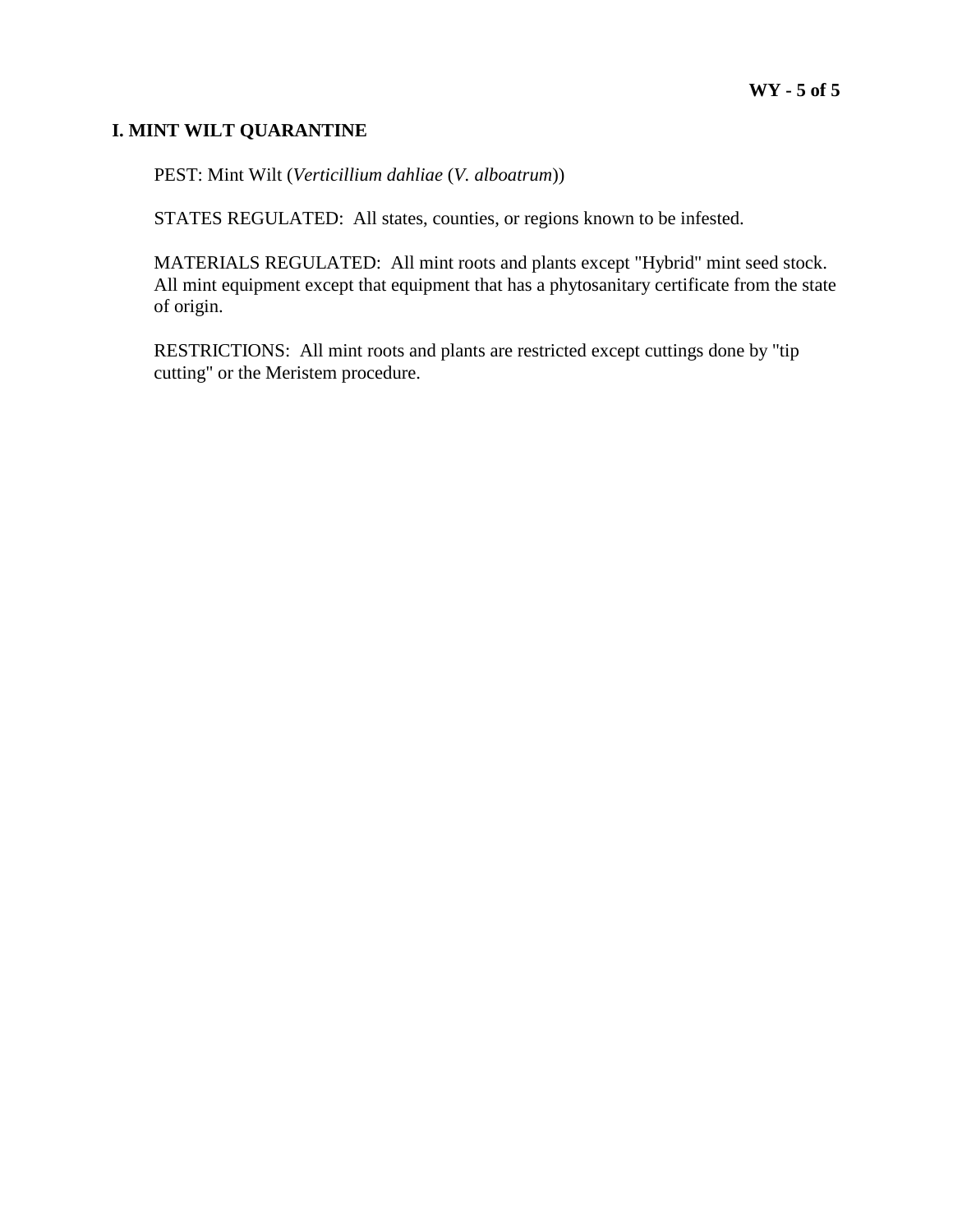## I. MINT WILT QUARANTINE

PEST: Mint Wilt (*Verticillium dahliae* (*V. alboatrum*))

STATES REGULATED: All states, counties, or regions known to be infested.

MATERIALS REGULATED: All mint roots and plants except "Hybrid" mint seed stock. All mint equipment except that equipment that has a phytosanitary certificate from the state of origin.

RESTRICTIONS: All mint roots and plants are restricted except cuttings done by "tip cutting" or the Meristem procedure.